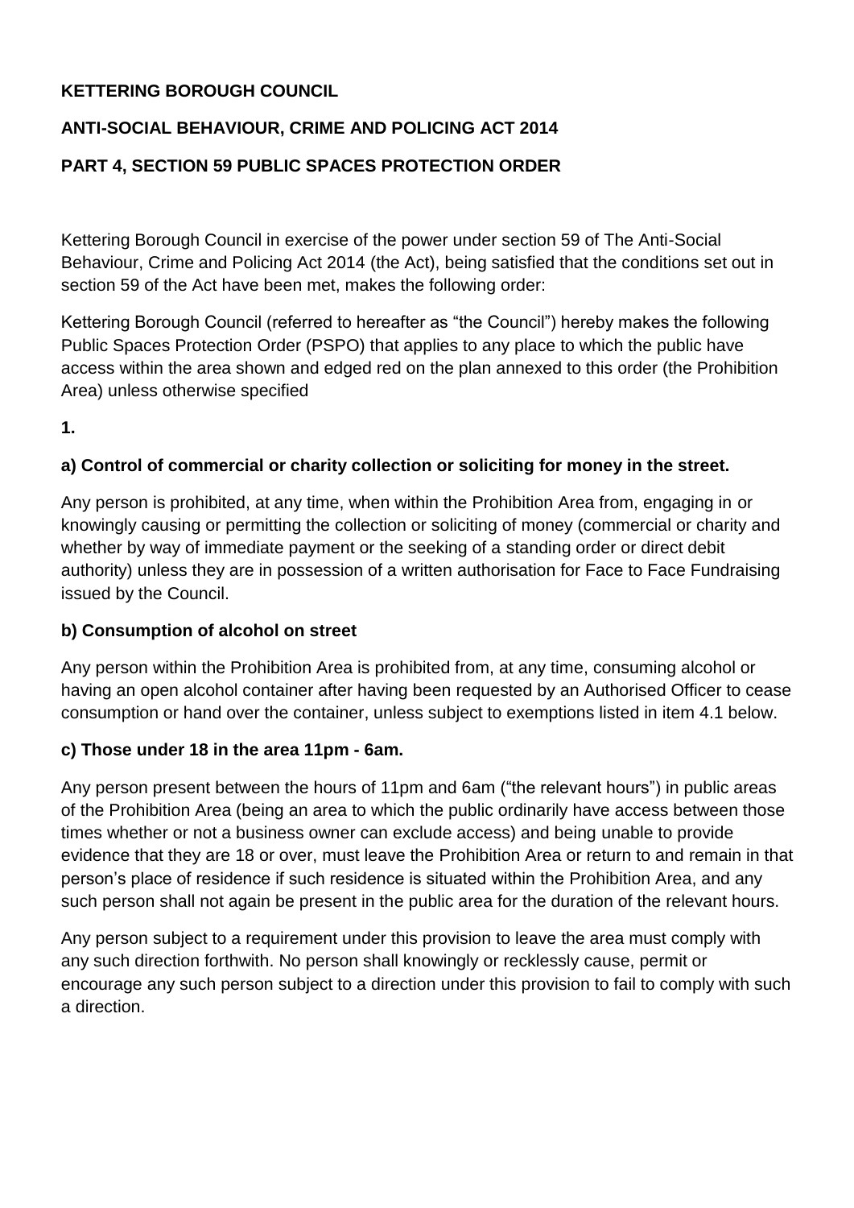**KETTERING BOROUGH COUNCIL**

**ANTI-SOCIAL BEHAVIOUR, CRIME AND POLICING ACT 2014**

**PART 4, SECTION 59 PUBLIC SPACES PROTECTION ORDER**

Kettering Borough Council in exercise of the power under section 59 of The Anti-Social Behaviour, Crime and Policing Act 2014 (the Act), being satisfied that the conditions set out in section 59 of the Act have been met, makes the following order:

Kettering Borough Council (referred to hereafter as "the Council") hereby makes the following Public Spaces Protection Order (PSPO) that applies to any place to which the public have access within the area shown and edged red on the plan annexed to this order (the Prohibition Area) unless otherwise specified

**1.**

**a) Control of commercial or charity collection or soliciting for money in the street.**

Any person is prohibited, at any time, when within the Prohibition Area from, engaging in or knowingly causing or permitting the collection or soliciting of money (commercial or charity and whether by way of immediate payment or the seeking of a standing order or direct debit authority) unless they are in possession of a written authorisation for Face to Face Fundraising issued by the Council.

**b) Consumption of alcohol on street**

Any person within the Prohibition Area is prohibited from, at any time, consuming alcohol or having an open alcohol container after having been requested by an Authorised Officer to cease consumption or hand over the container, unless subject to exemptions listed in item 4.1 below.

**c) Those under 18 in the area 11pm - 6am.**

Any person present between the hours of 11pm and 6am ("the relevant hours") in public areas of the Prohibition Area (being an area to which the public ordinarily have access between those times whether or not a business owner can exclude access) and being unable to provide evidence that they are 18 or over, must leave the Prohibition Area or return to and remain in that person's place of residence if such residence is situated within the Prohibition Area, and any such person shall not again be present in the public area for the duration of the relevant hours.

Any person subject to a requirement under this provision to leave the area must comply with any such direction forthwith. No person shall knowingly or recklessly cause, permit or encourage any such person subject to a direction under this provision to fail to comply with such a direction.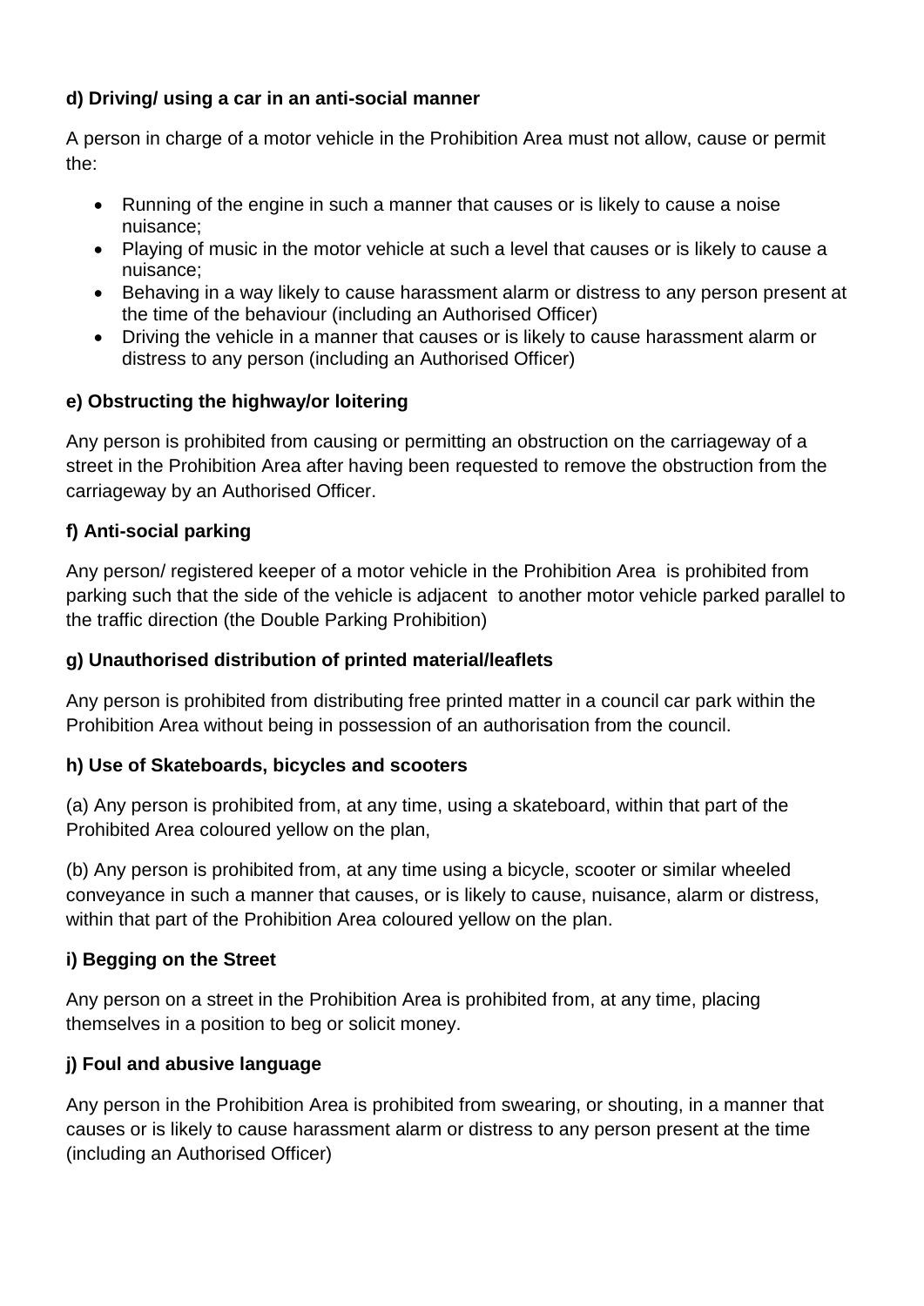**d) Driving/ using a car in an anti-social manner**

A person in charge of a motor vehicle in the Prohibition Area must not allow, cause or permit the:

- Running of the engine in such a manner that causes or is likely to cause a noise nuisance;
- Playing of music in the motor vehicle at such a level that causes or is likely to cause a nuisance;
- Behaving in a way likely to cause harassment alarm or distress to any person present at the time of the behaviour (including an Authorised Officer)
- Driving the vehicle in a manner that causes or is likely to cause harassment alarm or distress to any person (including an Authorised Officer)

**e) Obstructing the highway/or loitering**

Any person is prohibited from causing or permitting an obstruction on the carriageway of a street in the Prohibition Area after having been requested to remove the obstruction from the carriageway by an Authorised Officer.

**f) Anti-social parking**

Any person/ registered keeper of a motor vehicle in the Prohibition Area is prohibited from parking such that the side of the vehicle is adjacent to another motor vehicle parked parallel to the traffic direction (the Double Parking Prohibition)

**g) Unauthorised distribution of printed material/leaflets**

Any person is prohibited from distributing free printed matter in a council car park within the Prohibition Area without being in possession of an authorisation from the council.

**h) Use of Skateboards, bicycles and scooters**

(a) Any person is prohibited from, at any time, using a skateboard, within that part of the Prohibited Area coloured yellow on the plan,

(b) Any person is prohibited from, at any time using a bicycle, scooter or similar wheeled conveyance in such a manner that causes, or is likely to cause, nuisance, alarm or distress, within that part of the Prohibition Area coloured yellow on the plan.

**i) Begging on the Street**

Any person on a street in the Prohibition Area is prohibited from, at any time, placing themselves in a position to beg or solicit money.

**j) Foul and abusive language**

Any person in the Prohibition Area is prohibited from swearing, or shouting, in a manner that causes or is likely to cause harassment alarm or distress to any person present at the time (including an Authorised Officer)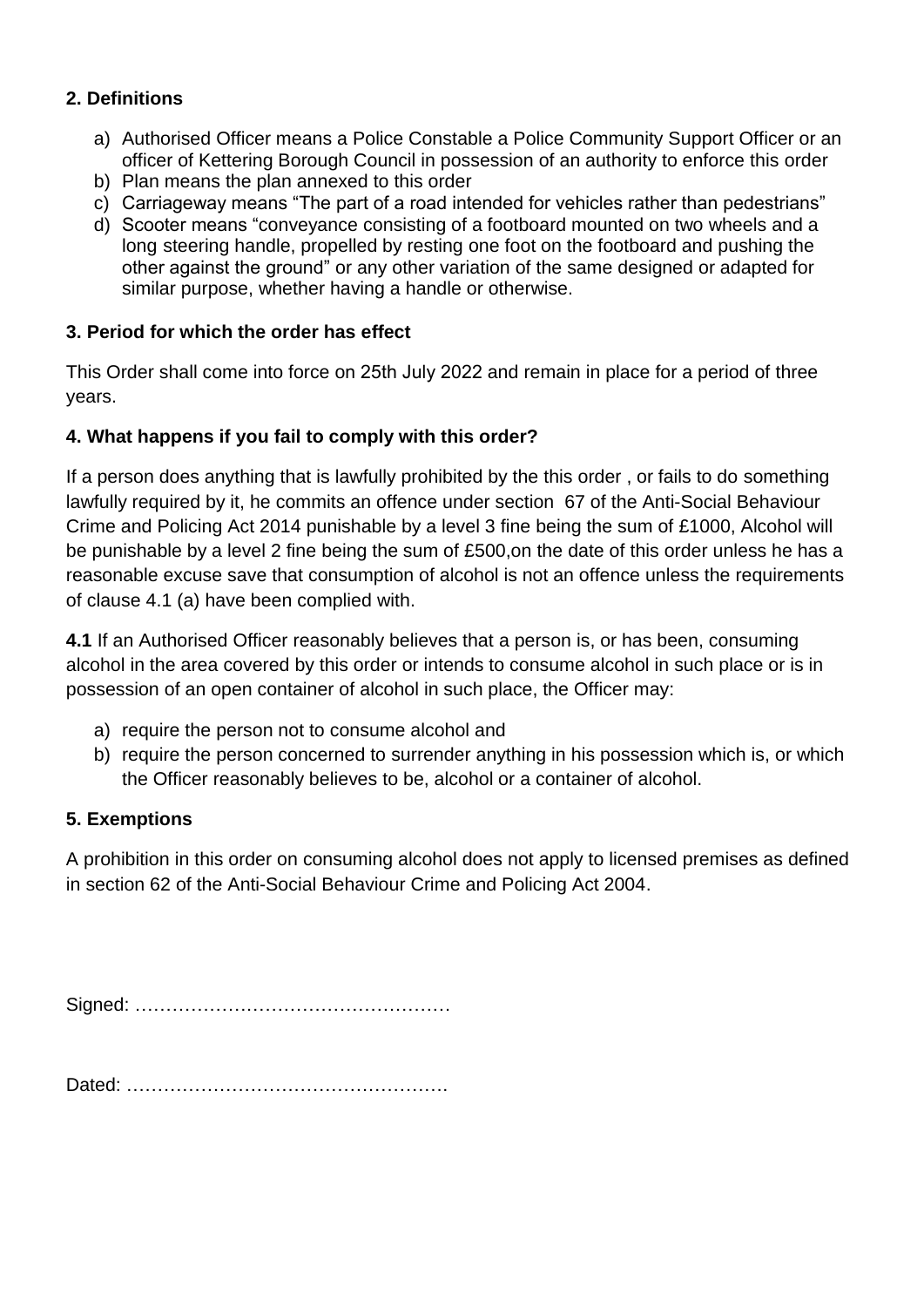## 2. Definitions

a) Authorised Officer means a Police Constable a Police Community Support Officer or an officer of Kettering Borough Council in possession of an authority to enforce this order
b) Plan means the plan annexed to this order
c) Carriageway means "The part of a road intended for vehicles rather than pedestrians"
d) Scooter means "conveyance consisting of a footboard mounted on two wheels and a long steering handle, propelled by resting one foot on the footboard and pushing the other against the ground" or any other variation of the same designed or adapted for similar purpose, whether having a handle or otherwise.

## 3. Period for which the order has effect

This Order shall come into force on 25th July 2022 and remain in place for a period of three years.

## 4. What happens if you fail to comply with this order?

If a person does anything that is lawfully prohibited by the this order , or fails to do something lawfully required by it, he commits an offence under section 67 of the Anti-Social Behaviour Crime and Policing Act 2014 punishable by a level 3 fine being the sum of £1000, Alcohol will be punishable by a level 2 fine being the sum of £500,on the date of this order unless he has a reasonable excuse save that consumption of alcohol is not an offence unless the requirements of clause 4.1 (a) have been complied with.

**4.1** If an Authorised Officer reasonably believes that a person is, or has been, consuming alcohol in the area covered by this order or intends to consume alcohol in such place or is in possession of an open container of alcohol in such place, the Officer may:

a) require the person not to consume alcohol and
b) require the person concerned to surrender anything in his possession which is, or which the Officer reasonably believes to be, alcohol or a container of alcohol.

## 5. Exemptions

A prohibition in this order on consuming alcohol does not apply to licensed premises as defined in section 62 of the Anti-Social Behaviour Crime and Policing Act 2004.

Signed: ……………………………………………

Dated: ……………………………………………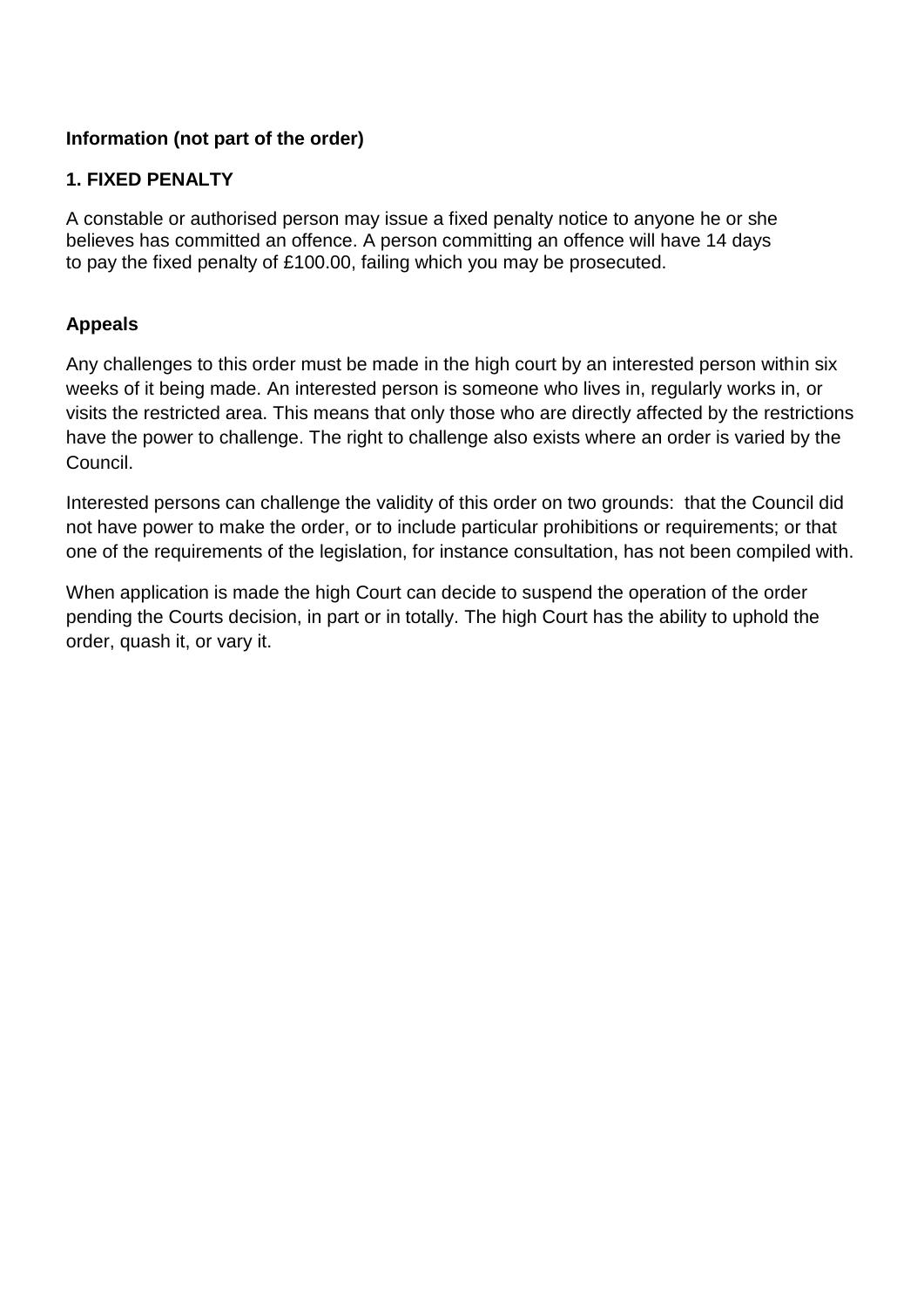**Information (not part of the order)**

**1. FIXED PENALTY**

A constable or authorised person may issue a fixed penalty notice to anyone he or she believes has committed an offence. A person committing an offence will have 14 days to pay the fixed penalty of £100.00, failing which you may be prosecuted.

**Appeals**

Any challenges to this order must be made in the high court by an interested person within six weeks of it being made. An interested person is someone who lives in, regularly works in, or visits the restricted area. This means that only those who are directly affected by the restrictions have the power to challenge. The right to challenge also exists where an order is varied by the Council.

Interested persons can challenge the validity of this order on two grounds: that the Council did not have power to make the order, or to include particular prohibitions or requirements; or that one of the requirements of the legislation, for instance consultation, has not been compiled with.

When application is made the high Court can decide to suspend the operation of the order pending the Courts decision, in part or in totally. The high Court has the ability to uphold the order, quash it, or vary it.